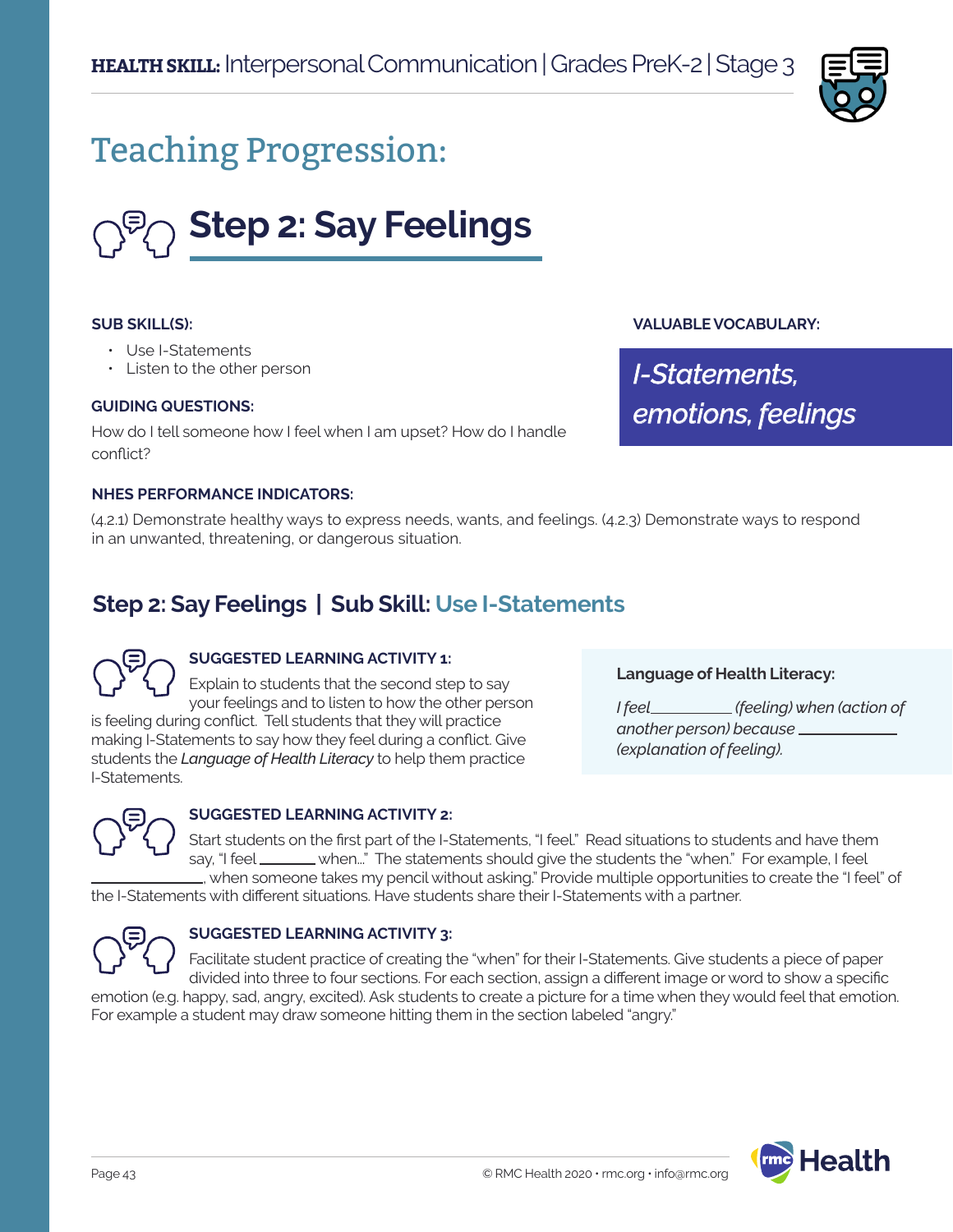**HEALTH SKILL:** Interpersonal Communication | Grades PreK-2 | Stage 3

# Teaching Progression:

## Step 2: Say Feelings

**SUB SKILL(S):**

- Use I-Statements
- Listen to the other person

**GUIDING QUESTIONS:**

How do I tell someone how I feel when I am upset? How do I handle conflict?

**VALUABLE VOCABULARY:**

*I-Statements, emotions, feelings*

**NHES PERFORMANCE INDICATORS:**

(4.2.1) Demonstrate healthy ways to express needs, wants, and feelings. (4.2.3) Demonstrate ways to respond in an unwanted, threatening, or dangerous situation.

## Step 2: Say Feelings | Sub Skill: Use I-Statements

**SUGGESTED LEARNING ACTIVITY 1:**

Explain to students that the second step to say your feelings and to listen to how the other person is feeling during conflict. Tell students that they will practice making I-Statements to say how they feel during a conflict. Give students the *Language of Health Literacy* to help them practice I-Statements.

**Language of Health Literacy:**

*I feel__________ (feeling) when (action of another person) because __________ (explanation of feeling).*

**SUGGESTED LEARNING ACTIVITY 2:**

Start students on the first part of the I-Statements, "I feel." Read situations to students and have them say, "I feel _______ when..." The statements should give the students the "when." For example, I feel __________, when someone takes my pencil without asking." Provide multiple opportunities to create the "I feel" of the I-Statements with different situations. Have students share their I-Statements with a partner.

**SUGGESTED LEARNING ACTIVITY 3:**

Facilitate student practice of creating the "when" for their I-Statements. Give students a piece of paper divided into three to four sections. For each section, assign a different image or word to show a specific emotion (e.g. happy, sad, angry, excited). Ask students to create a picture for a time when they would feel that emotion. For example a student may draw someone hitting them in the section labeled "angry."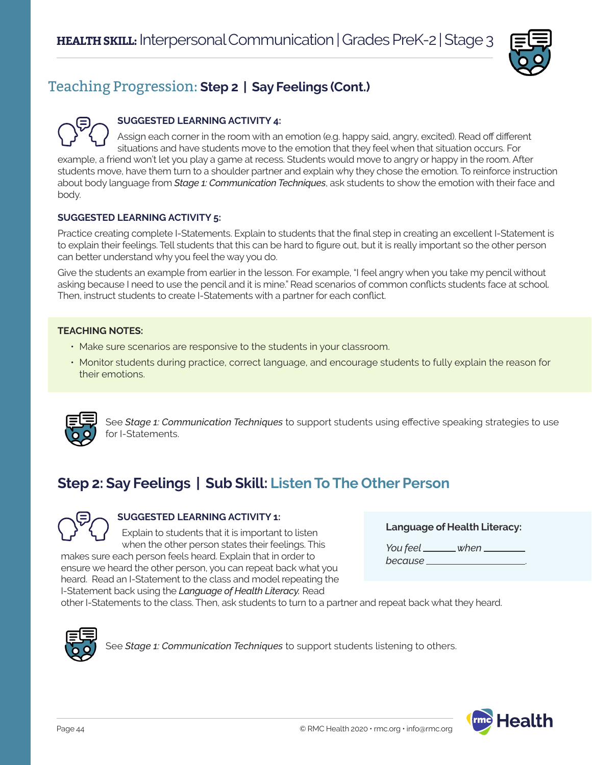# Teaching Progression: **Step 2 | Say Feelings (Cont.)**

**SUGGESTED LEARNING ACTIVITY 4:**

Assign each corner in the room with an emotion (e.g. happy said, angry, excited). Read off different situations and have students move to the emotion that they feel when that situation occurs. For example, a friend won't let you play a game at recess. Students would move to angry or happy in the room. After students move, have them turn to a shoulder partner and explain why they chose the emotion. To reinforce instruction about body language from *Stage 1: Communication Techniques*, ask students to show the emotion with their face and body.

**SUGGESTED LEARNING ACTIVITY 5:**

Practice creating complete I-Statements. Explain to students that the final step in creating an excellent I-Statement is to explain their feelings. Tell students that this can be hard to figure out, but it is really important so the other person can better understand why you feel the way you do.

Give the students an example from earlier in the lesson. For example, "I feel angry when you take my pencil without asking because I need to use the pencil and it is mine." Read scenarios of common conflicts students face at school. Then, instruct students to create I-Statements with a partner for each conflict.

**TEACHING NOTES:**

- Make sure scenarios are responsive to the students in your classroom.
- Monitor students during practice, correct language, and encourage students to fully explain the reason for their emotions.

See *Stage 1: Communication Techniques* to support students using effective speaking strategies to use for I-Statements.

## Step 2: Say Feelings | Sub Skill: Listen To The Other Person

**SUGGESTED LEARNING ACTIVITY 1:**

Explain to students that it is important to listen when the other person states their feelings. This makes sure each person feels heard. Explain that in order to ensure we heard the other person, you can repeat back what you heard. Read an I-Statement to the class and model repeating the I-Statement back using the *Language of Health Literacy.* Read other I-Statements to the class. Then, ask students to turn to a partner and repeat back what they heard.

**Language of Health Literacy:**

*You feel* ______ *when* ________
*because* ____________________.

See *Stage 1: Communication Techniques* to support students listening to others.